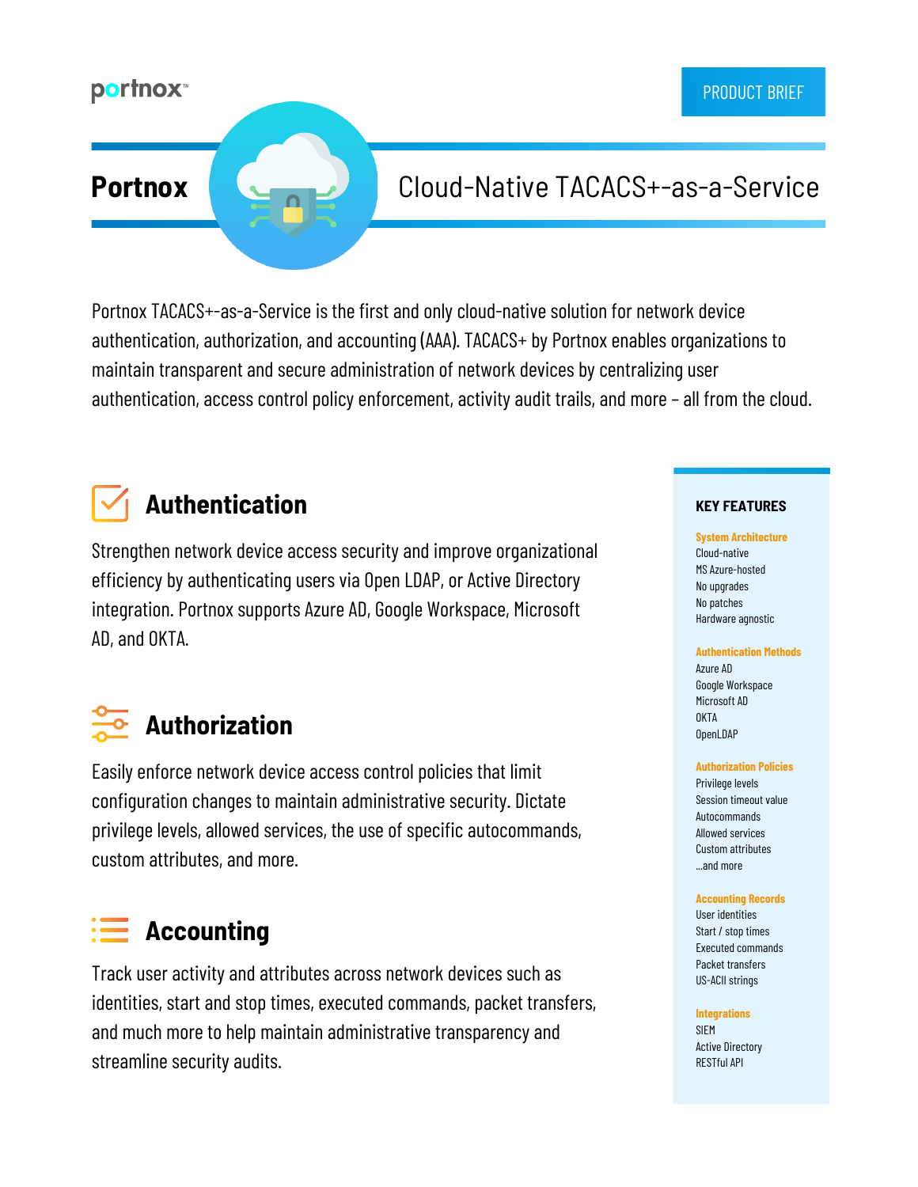portnox™

PRODUCT BRIEF

# Portnox Cloud-Native TACACS+-as-a-Service

Portnox TACACS+-as-a-Service is the first and only cloud-native solution for network device authentication, authorization, and accounting (AAA). TACACS+ by Portnox enables organizations to maintain transparent and secure administration of network devices by centralizing user authentication, access control policy enforcement, activity audit trails, and more – all from the cloud.

## Authentication

Strengthen network device access security and improve organizational efficiency by authenticating users via Open LDAP, or Active Directory integration. Portnox supports Azure AD, Google Workspace, Microsoft AD, and OKTA.

## Authorization

Easily enforce network device access control policies that limit configuration changes to maintain administrative security. Dictate privilege levels, allowed services, the use of specific autocommands, custom attributes, and more.

## Accounting

Track user activity and attributes across network devices such as identities, start and stop times, executed commands, packet transfers, and much more to help maintain administrative transparency and streamline security audits.

### KEY FEATURES

**System Architecture**
- Cloud-native
- MS Azure-hosted
- No upgrades
- No patches
- Hardware agnostic

**Authentication Methods**
- Azure AD
- Google Workspace
- Microsoft AD
- OKTA
- OpenLDAP

**Authorization Policies**
- Privilege levels
- Session timeout value
- Autocommands
- Allowed services
- Custom attributes
- ...and more

**Accounting Records**
- User identities
- Start / stop times
- Executed commands
- Packet transfers
- US-ACII strings

**Integrations**
- SIEM
- Active Directory
- RESTful API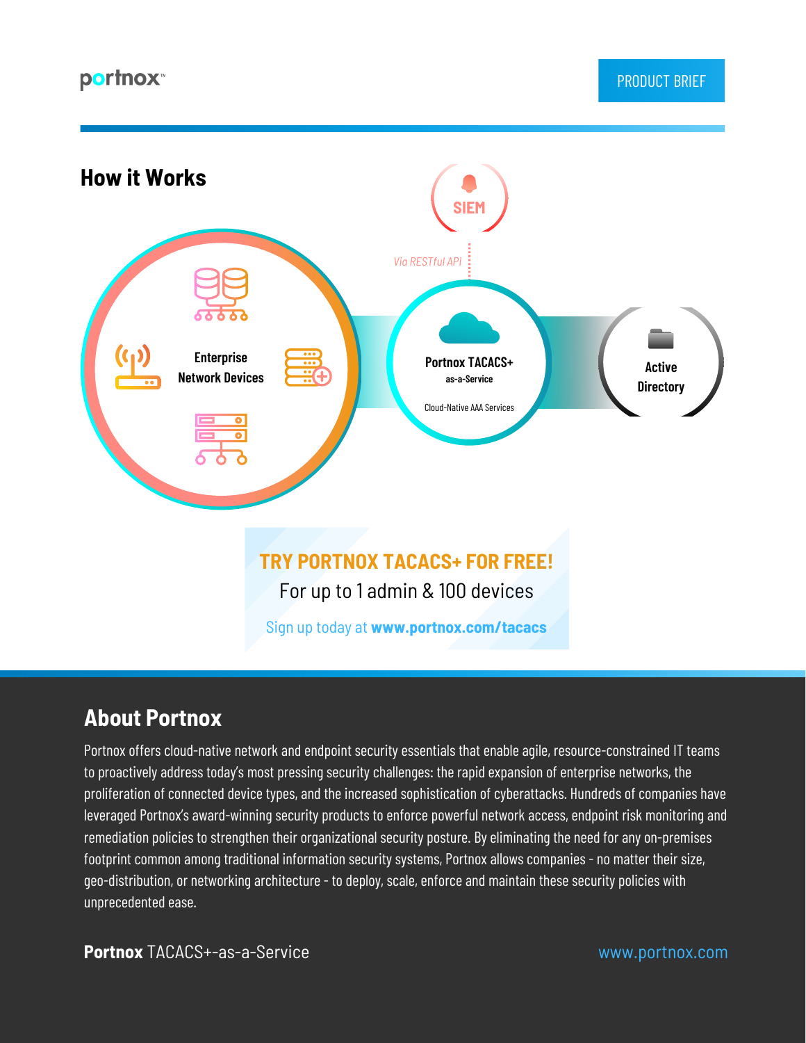## How it Works

SIEM

Via RESTful API

Enterprise Network Devices

Portnox TACACS+ as-a-Service

Cloud-Native AAA Services

Active Directory

**TRY PORTNOX TACACS+ FOR FREE!**

For up to 1 admin & 100 devices

Sign up today at **www.portnox.com/tacacs**

## About Portnox

Portnox offers cloud-native network and endpoint security essentials that enable agile, resource-constrained IT teams to proactively address today's most pressing security challenges: the rapid expansion of enterprise networks, the proliferation of connected device types, and the increased sophistication of cyberattacks. Hundreds of companies have leveraged Portnox's award-winning security products to enforce powerful network access, endpoint risk monitoring and remediation policies to strengthen their organizational security posture. By eliminating the need for any on-premises footprint common among traditional information security systems, Portnox allows companies - no matter their size, geo-distribution, or networking architecture - to deploy, scale, enforce and maintain these security policies with unprecedented ease.

**Portnox** TACACS+-as-a-Service

www.portnox.com